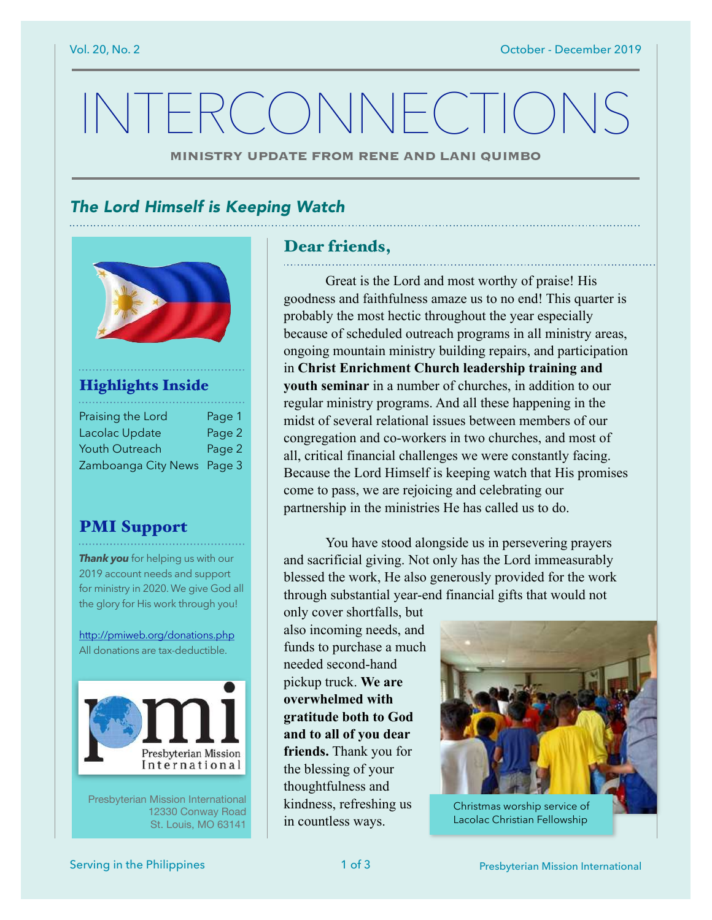Vol. 20, No. 2 — October - December 2019

# INTERCONNECTIONS

**MINISTRY UPDATE FROM RENE AND LANI QUIMBO**

## *The Lord Himself is Keeping Watch*

### Dear friends,

Great is the Lord and most worthy of praise! His goodness and faithfulness amaze us to no end! This quarter is probably the most hectic throughout the year especially because of scheduled outreach programs in all ministry areas, ongoing mountain ministry building repairs, and participation in **Christ Enrichment Church leadership training and youth seminar** in a number of churches, in addition to our regular ministry programs. And all these happening in the midst of several relational issues between members of our congregation and co-workers in two churches, and most of all, critical financial challenges we were constantly facing. Because the Lord Himself is keeping watch that His promises come to pass, we are rejoicing and celebrating our partnership in the ministries He has called us to do.

You have stood alongside us in persevering prayers and sacrificial giving. Not only has the Lord immeasurably blessed the work, He also generously provided for the work through substantial year-end financial gifts that would not only cover shortfalls, but also incoming needs, and funds to purchase a much needed second-hand pickup truck. **We are overwhelmed with gratitude both to God and to all of you dear friends.** Thank you for the blessing of your thoughtfulness and kindness, refreshing us in countless ways.

Christmas worship service of Lacolac Christian Fellowship

### Highlights Inside

| | |
|---|---|
| Praising the Lord | Page 1 |
| Lacolac Update | Page 2 |
| Youth Outreach | Page 2 |
| Zamboanga City News | Page 3 |

### PMI Support

***Thank you*** for helping us with our 2019 account needs and support for ministry in 2020. We give God all the glory for His work through you!

http://pmiweb.org/donations.php
All donations are tax-deductible.

Presbyterian Mission International
12330 Conway Road
St. Louis, MO 63141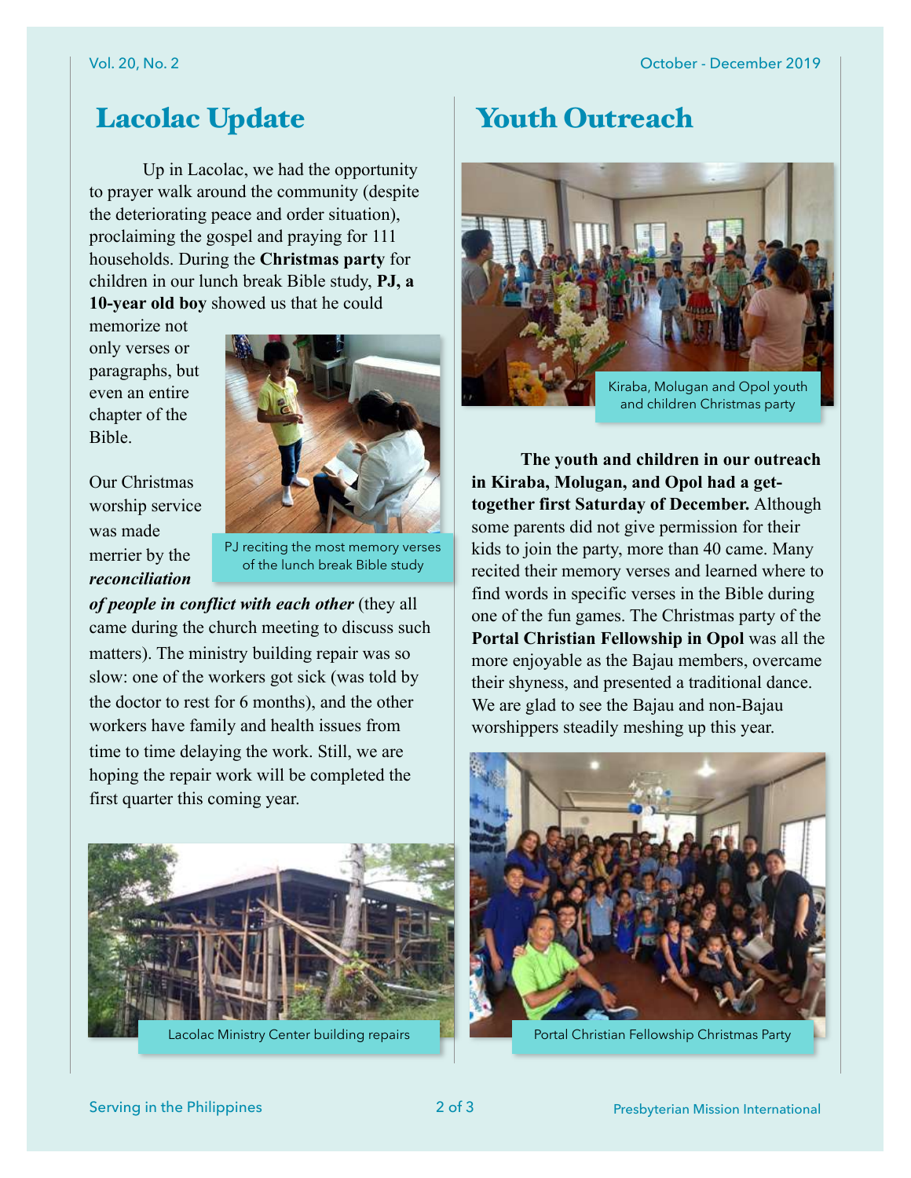# Lacolac Update

Up in Lacolac, we had the opportunity to prayer walk around the community (despite the deteriorating peace and order situation), proclaiming the gospel and praying for 111 households. During the **Christmas party** for children in our lunch break Bible study, **PJ, a 10-year old boy** showed us that he could memorize not only verses or paragraphs, but even an entire chapter of the Bible.

PJ reciting the most memory verses of the lunch break Bible study

Our Christmas worship service was made merrier by the ***reconciliation of people in conflict with each other*** (they all came during the church meeting to discuss such matters). The ministry building repair was so slow: one of the workers got sick (was told by the doctor to rest for 6 months), and the other workers have family and health issues from time to time delaying the work. Still, we are hoping the repair work will be completed the first quarter this coming year.

Lacolac Ministry Center building repairs

# Youth Outreach

Kiraba, Molugan and Opol youth and children Christmas party

**The youth and children in our outreach in Kiraba, Molugan, and Opol had a get-together first Saturday of December.** Although some parents did not give permission for their kids to join the party, more than 40 came. Many recited their memory verses and learned where to find words in specific verses in the Bible during one of the fun games. The Christmas party of the **Portal Christian Fellowship in Opol** was all the more enjoyable as the Bajau members, overcame their shyness, and presented a traditional dance. We are glad to see the Bajau and non-Bajau worshippers steadily meshing up this year.

Portal Christian Fellowship Christmas Party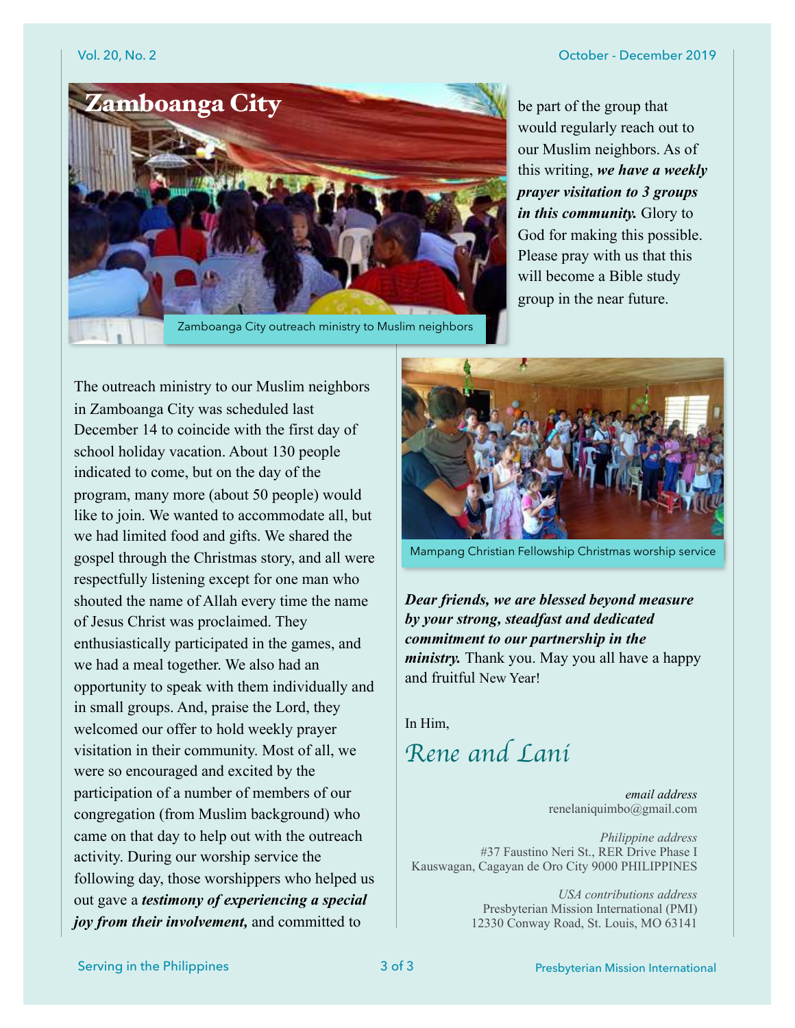# Zamboanga City

Zamboanga City outreach ministry to Muslim neighbors

The outreach ministry to our Muslim neighbors in Zamboanga City was scheduled last December 14 to coincide with the first day of school holiday vacation. About 130 people indicated to come, but on the day of the program, many more (about 50 people) would like to join. We wanted to accommodate all, but we had limited food and gifts. We shared the gospel through the Christmas story, and all were respectfully listening except for one man who shouted the name of Allah every time the name of Jesus Christ was proclaimed. They enthusiastically participated in the games, and we had a meal together. We also had an opportunity to speak with them individually and in small groups. And, praise the Lord, they welcomed our offer to hold weekly prayer visitation in their community. Most of all, we were so encouraged and excited by the participation of a number of members of our congregation (from Muslim background) who came on that day to help out with the outreach activity. During our worship service the following day, those worshippers who helped us out gave a ***testimony of experiencing a special joy from their involvement,*** and committed to be part of the group that would regularly reach out to our Muslim neighbors. As of this writing, ***we have a weekly prayer visitation to 3 groups in this community.*** Glory to God for making this possible. Please pray with us that this will become a Bible study group in the near future.

Mampang Christian Fellowship Christmas worship service

***Dear friends, we are blessed beyond measure by your strong, steadfast and dedicated commitment to our partnership in the ministry.*** Thank you. May you all have a happy and fruitful New Year!

In Him,

*Rene and Lani*

*email address*
renelaniquimbo@gmail.com

*Philippine address*
#37 Faustino Neri St., RER Drive Phase I
Kauswagan, Cagayan de Oro City 9000 PHILIPPINES

*USA contributions address*
Presbyterian Mission International (PMI)
12330 Conway Road, St. Louis, MO 63141